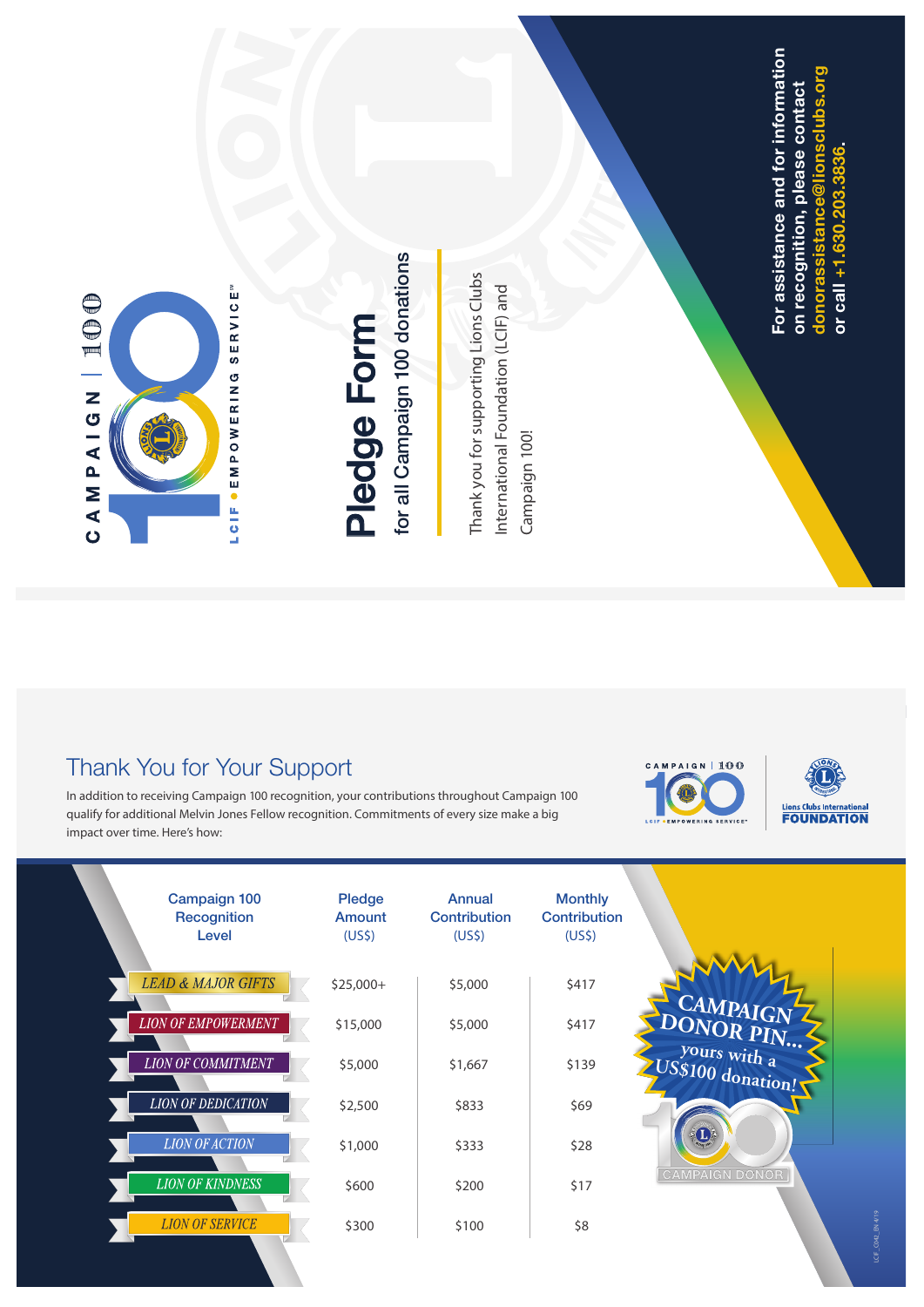CAMPAIGN | 100

LCIF • EMPOWERING SERVICE™

# Pledge Form

for all Campaign 100 donations

Thank you for supporting Lions Clubs International Foundation (LCIF) and Campaign 100!

**For assistance and for information on recognition, please contact donorassistance@lionsclubs.org or call +1.630.203.3836.**

## Thank You for Your Support

In addition to receiving Campaign 100 recognition, your contributions throughout Campaign 100 qualify for additional Melvin Jones Fellow recognition. Commitments of every size make a big impact over time. Here's how:

| Campaign 100 Recognition Level | Pledge Amount (US$) | Annual Contribution (US$) | Monthly Contribution (US$) |
|---|---|---|---|
| LEAD & MAJOR GIFTS | $25,000+ | $5,000 | $417 |
| LION OF EMPOWERMENT | $15,000 | $5,000 | $417 |
| LION OF COMMITMENT | $5,000 | $1,667 | $139 |
| LION OF DEDICATION | $2,500 | $833 | $69 |
| LION OF ACTION | $1,000 | $333 | $28 |
| LION OF KINDNESS | $600 | $200 | $17 |
| LION OF SERVICE | $300 | $100 | $8 |

CAMPAIGN DONOR PIN... yours with a US$100 donation!

CAMPAIGN DONOR

LCIF_C142_EN 4/19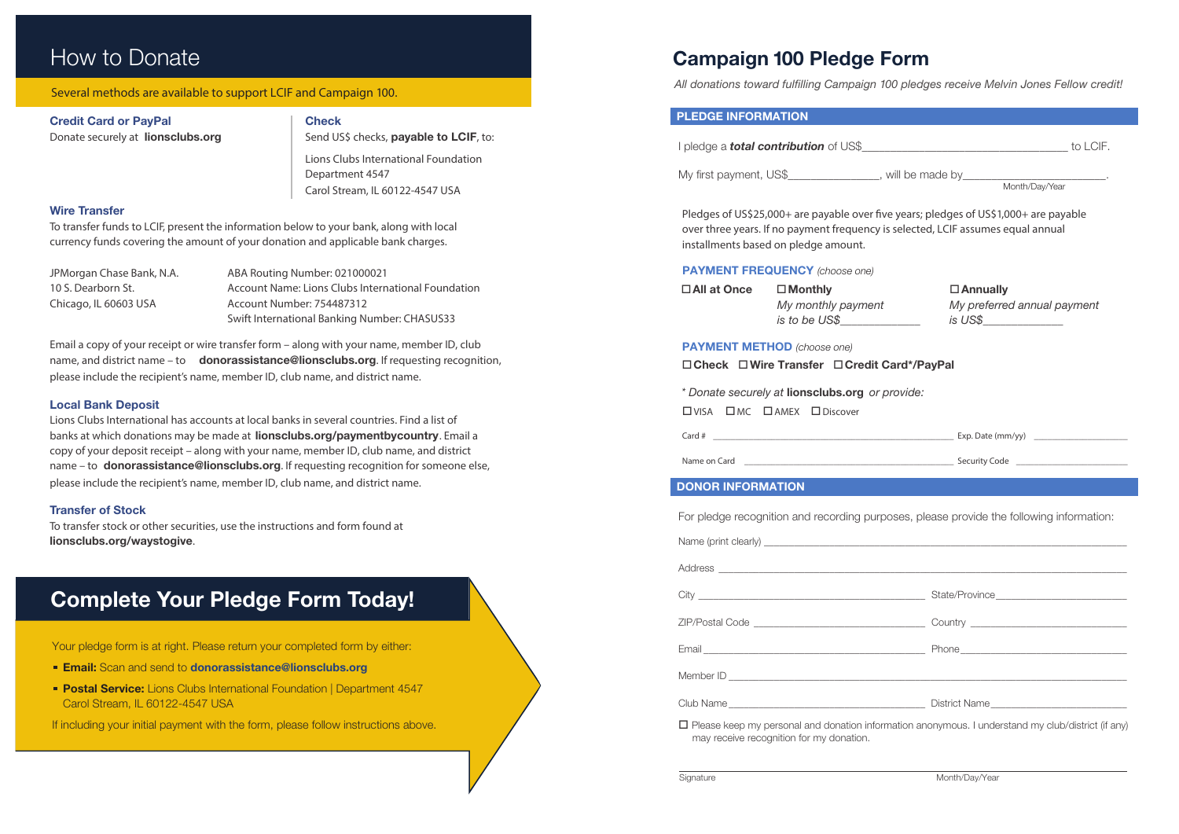# How to Donate

Several methods are available to support LCIF and Campaign 100.

### Credit Card or PayPal

Donate securely at **lionsclubs.org**

### Check

Send US$ checks, **payable to LCIF**, to:

Lions Clubs International Foundation
Department 4547
Carol Stream, IL 60122-4547 USA

### Wire Transfer

To transfer funds to LCIF, present the information below to your bank, along with local currency funds covering the amount of your donation and applicable bank charges.

JPMorgan Chase Bank, N.A.
10 S. Dearborn St.
Chicago, IL 60603 USA

ABA Routing Number: 021000021
Account Name: Lions Clubs International Foundation
Account Number: 754487312
Swift International Banking Number: CHASUS33

Email a copy of your receipt or wire transfer form – along with your name, member ID, club name, and district name – to **donorassistance@lionsclubs.org**. If requesting recognition, please include the recipient's name, member ID, club name, and district name.

### Local Bank Deposit

Lions Clubs International has accounts at local banks in several countries. Find a list of banks at which donations may be made at **lionsclubs.org/paymentbycountry**. Email a copy of your deposit receipt – along with your name, member ID, club name, and district name – to **donorassistance@lionsclubs.org**. If requesting recognition for someone else, please include the recipient's name, member ID, club name, and district name.

### Transfer of Stock

To transfer stock or other securities, use the instructions and form found at **lionsclubs.org/waystogive**.

## Complete Your Pledge Form Today!

Your pledge form is at right. Please return your completed form by either:

- **Email:** Scan and send to **donorassistance@lionsclubs.org**
- **Postal Service:** Lions Clubs International Foundation | Department 4547 Carol Stream, IL 60122-4547 USA

If including your initial payment with the form, please follow instructions above.

# Campaign 100 Pledge Form

*All donations toward fulfilling Campaign 100 pledges receive Melvin Jones Fellow credit!*

## PLEDGE INFORMATION

I pledge a ***total contribution*** of US$__________________________________ to LCIF.

My first payment, US$_______________, will be made by________________________.
Month/Day/Year

Pledges of US$25,000+ are payable over five years; pledges of US$1,000+ are payable over three years. If no payment frequency is selected, LCIF assumes equal annual installments based on pledge amount.

### PAYMENT FREQUENCY *(choose one)*

☐ **All at Once**

☐ **Monthly**
*My monthly payment is to be US$*_____________

☐ **Annually**
*My preferred annual payment is US$*_____________

### PAYMENT METHOD *(choose one)*

☐ **Check** ☐ **Wire Transfer** ☐ **Credit Card*/PayPal**

*\* Donate securely at* **lionsclubs.org** *or provide:*

☐ VISA ☐ MC ☐ AMEX ☐ Discover

Card # ______________________________ Exp. Date (mm/yy) ______________

Name on Card ______________________________ Security Code ______________

## DONOR INFORMATION

For pledge recognition and recording purposes, please provide the following information:

Name (print clearly) ____________________________________________

Address ____________________________________________

City ______________________________ State/Province ______________________

ZIP/Postal Code ______________________________ Country ______________________

Email ______________________________ Phone ______________________

Member ID ____________________________________________

Club Name ______________________________ District Name ______________________

☐ Please keep my personal and donation information anonymous. I understand my club/district (if any) may receive recognition for my donation.

______________________________________________________________

Signature Month/Day/Year